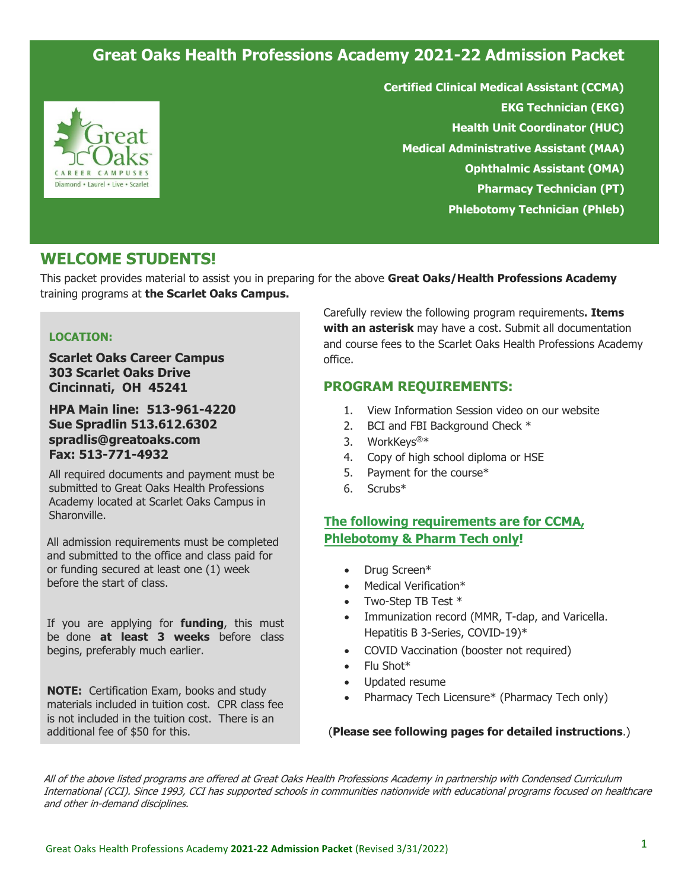# Great Oaks Health Professions Academy 2021-22 Admission Packet

**Certified Clinical Medical Assistant (CCMA)**
**EKG Technician (EKG)**
**Health Unit Coordinator (HUC)**
**Medical Administrative Assistant (MAA)**
**Ophthalmic Assistant (OMA)**
**Pharmacy Technician (PT)**
**Phlebotomy Technician (Phleb)**

## WELCOME STUDENTS!

This packet provides material to assist you in preparing for the above **Great Oaks/Health Professions Academy** training programs at **the Scarlet Oaks Campus.**

**LOCATION:**

**Scarlet Oaks Career Campus**
**303 Scarlet Oaks Drive**
**Cincinnati, OH 45241**

**HPA Main line: 513-961-4220**
**Sue Spradlin 513.612.6302**
**spradlis@greatoaks.com**
**Fax: 513-771-4932**

All required documents and payment must be submitted to Great Oaks Health Professions Academy located at Scarlet Oaks Campus in Sharonville.

All admission requirements must be completed and submitted to the office and class paid for or funding secured at least one (1) week before the start of class.

If you are applying for **funding**, this must be done **at least 3 weeks** before class begins, preferably much earlier.

**NOTE:** Certification Exam, books and study materials included in tuition cost. CPR class fee is not included in the tuition cost. There is an additional fee of $50 for this.

Carefully review the following program requirements**. Items with an asterisk** may have a cost. Submit all documentation and course fees to the Scarlet Oaks Health Professions Academy office.

## PROGRAM REQUIREMENTS:

1. View Information Session video on our website
2. BCI and FBI Background Check *
3. WorkKeys®*
4. Copy of high school diploma or HSE
5. Payment for the course*
6. Scrubs*

### The following requirements are for CCMA, Phlebotomy & Pharm Tech only!

- Drug Screen*
- Medical Verification*
- Two-Step TB Test *
- Immunization record (MMR, T-dap, and Varicella. Hepatitis B 3-Series, COVID-19)*
- COVID Vaccination (booster not required)
- Flu Shot*
- Updated resume
- Pharmacy Tech Licensure* (Pharmacy Tech only)

(**Please see following pages for detailed instructions**.)

*All of the above listed programs are offered at Great Oaks Health Professions Academy in partnership with Condensed Curriculum International (CCI). Since 1993, CCI has supported schools in communities nationwide with educational programs focused on healthcare and other in-demand disciplines.*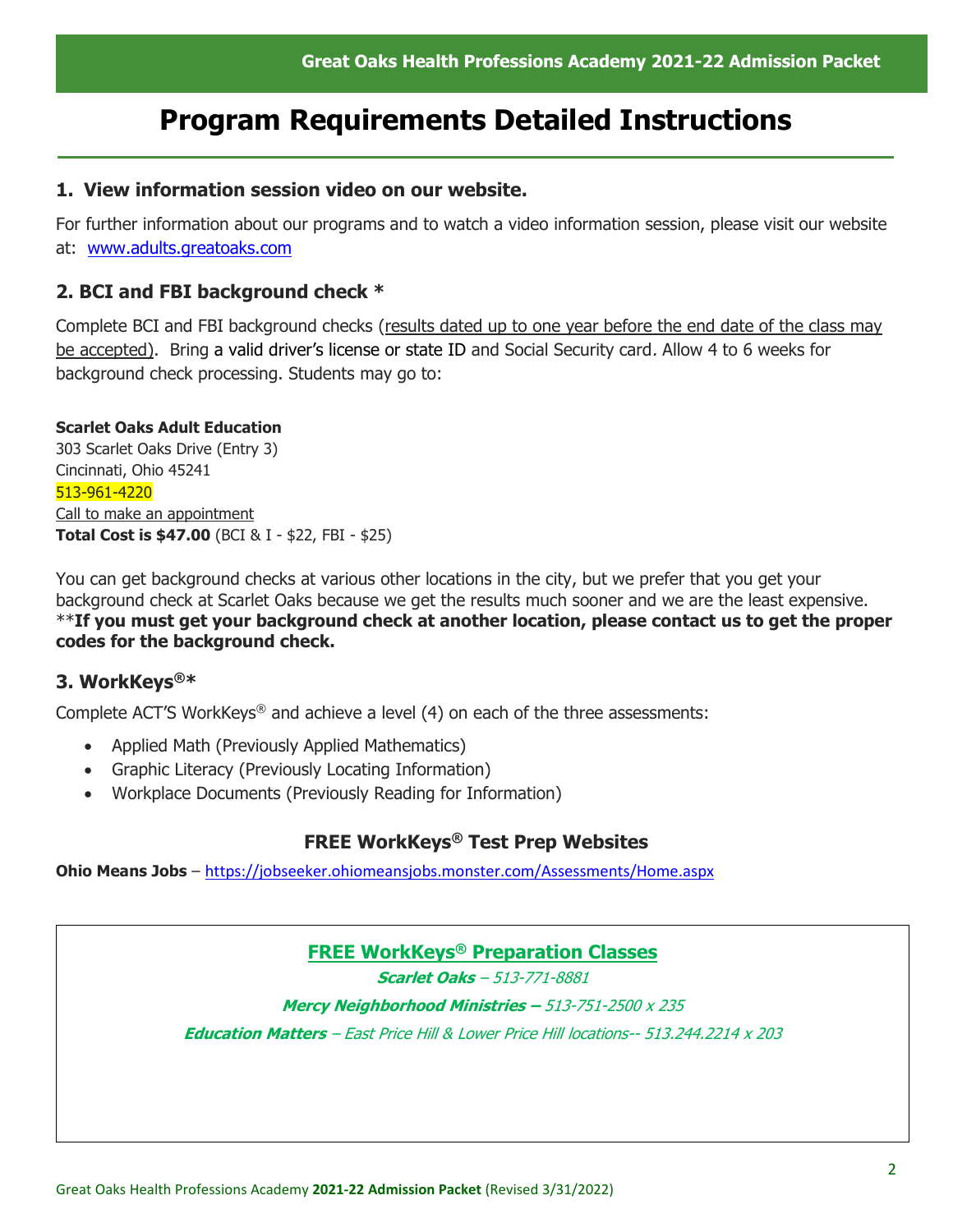# Program Requirements Detailed Instructions

## 1. View information session video on our website.

For further information about our programs and to watch a video information session, please visit our website at: www.adults.greatoaks.com

## 2. BCI and FBI background check *

Complete BCI and FBI background checks (results dated up to one year before the end date of the class may be accepted). Bring a valid driver's license or state ID and Social Security card. Allow 4 to 6 weeks for background check processing. Students may go to:

**Scarlet Oaks Adult Education**
303 Scarlet Oaks Drive (Entry 3)
Cincinnati, Ohio 45241
513-961-4220
Call to make an appointment
**Total Cost is $47.00** (BCI & I - $22, FBI - $25)

You can get background checks at various other locations in the city, but we prefer that you get your background check at Scarlet Oaks because we get the results much sooner and we are the least expensive. ****If you must get your background check at another location, please contact us to get the proper codes for the background check.**

## 3. WorkKeys®*

Complete ACT'S WorkKeys® and achieve a level (4) on each of the three assessments:

- Applied Math (Previously Applied Mathematics)
- Graphic Literacy (Previously Locating Information)
- Workplace Documents (Previously Reading for Information)

### FREE WorkKeys® Test Prep Websites

**Ohio Means Jobs** – https://jobseeker.ohiomeansjobs.monster.com/Assessments/Home.aspx

### FREE WorkKeys® Preparation Classes

***Scarlet Oaks*** *– 513-771-8881*

***Mercy Neighborhood Ministries –*** *513-751-2500 x 235*

***Education Matters*** *– East Price Hill & Lower Price Hill locations-- 513.244.2214 x 203*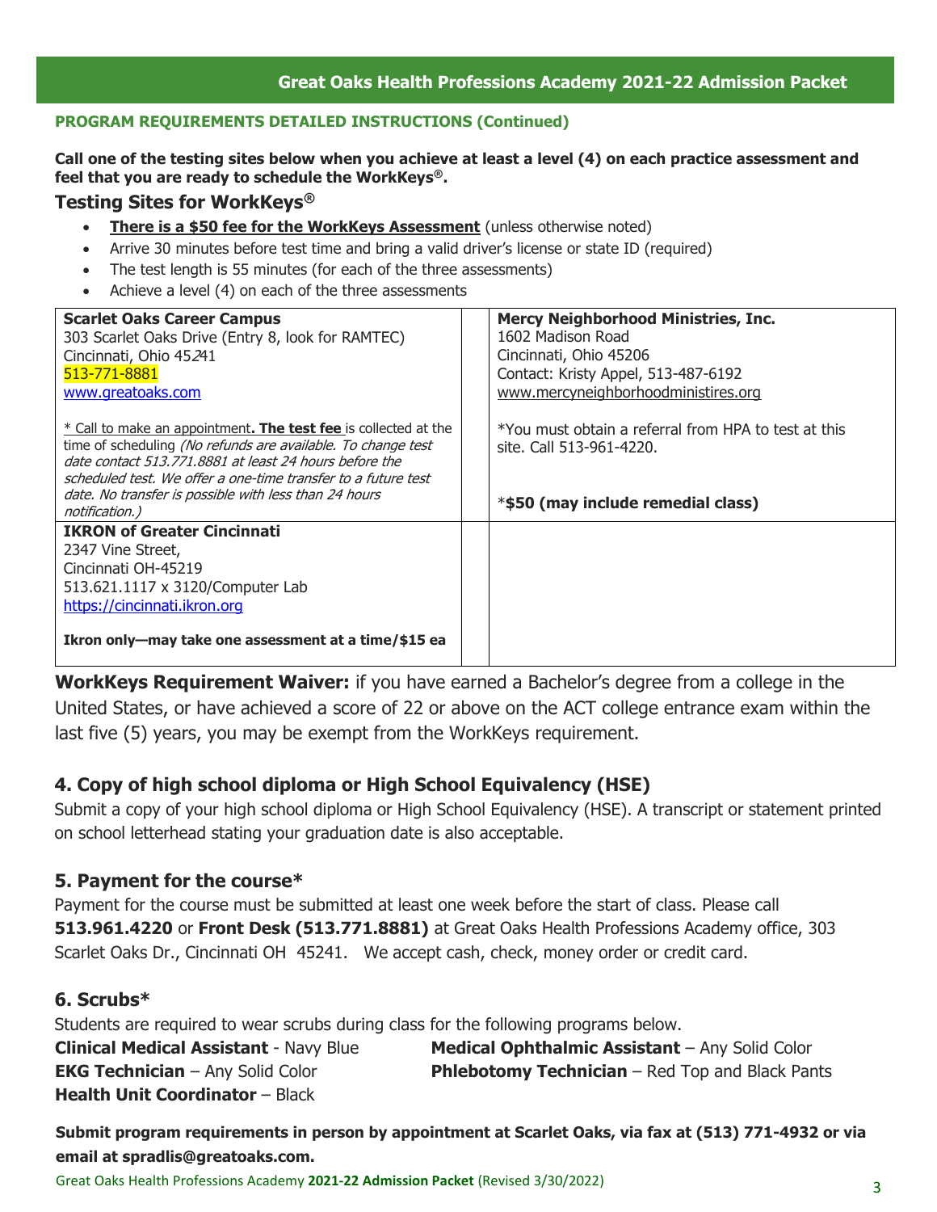**PROGRAM REQUIREMENTS DETAILED INSTRUCTIONS (Continued)**

**Call one of the testing sites below when you achieve at least a level (4) on each practice assessment and feel that you are ready to schedule the WorkKeys®.**

### Testing Sites for WorkKeys®

- **There is a $50 fee for the WorkKeys Assessment** (unless otherwise noted)
- Arrive 30 minutes before test time and bring a valid driver's license or state ID (required)
- The test length is 55 minutes (for each of the three assessments)
- Achieve a level (4) on each of the three assessments

| | | |
|---|---|---|
| **Scarlet Oaks Career Campus**<br>303 Scarlet Oaks Drive (Entry 8, look for RAMTEC)<br>Cincinnati, Ohio 45241<br>513-771-8881<br>www.greatoaks.com<br><br>* Call to make an appointment**. The test fee** is collected at the time of scheduling *(No refunds are available. To change test date contact 513.771.8881 at least 24 hours before the scheduled test. We offer a one-time transfer to a future test date. No transfer is possible with less than 24 hours notification.)* | | **Mercy Neighborhood Ministries, Inc.**<br>1602 Madison Road<br>Cincinnati, Ohio 45206<br>Contact: Kristy Appel, 513-487-6192<br>www.mercyneighborhoodministires.org<br><br>*You must obtain a referral from HPA to test at this site. Call 513-961-4220.<br><br>***$50 (may include remedial class)** |
| **IKRON of Greater Cincinnati**<br>2347 Vine Street,<br>Cincinnati OH-45219<br>513.621.1117 x 3120/Computer Lab<br>https://cincinnati.ikron.org<br><br>**Ikron only—may take one assessment at a time/$15 ea** | | |

**WorkKeys Requirement Waiver:** if you have earned a Bachelor's degree from a college in the United States, or have achieved a score of 22 or above on the ACT college entrance exam within the last five (5) years, you may be exempt from the WorkKeys requirement.

### 4. Copy of high school diploma or High School Equivalency (HSE)

Submit a copy of your high school diploma or High School Equivalency (HSE). A transcript or statement printed on school letterhead stating your graduation date is also acceptable.

### 5. Payment for the course*

Payment for the course must be submitted at least one week before the start of class. Please call **513.961.4220** or **Front Desk (513.771.8881)** at Great Oaks Health Professions Academy office, 303 Scarlet Oaks Dr., Cincinnati OH 45241. We accept cash, check, money order or credit card.

### 6. Scrubs*

Students are required to wear scrubs during class for the following programs below.

**Clinical Medical Assistant** - Navy Blue
**EKG Technician** – Any Solid Color
**Health Unit Coordinator** – Black
**Medical Ophthalmic Assistant** – Any Solid Color
**Phlebotomy Technician** – Red Top and Black Pants

**Submit program requirements in person by appointment at Scarlet Oaks, via fax at (513) 771-4932 or via email at spradlis@greatoaks.com.**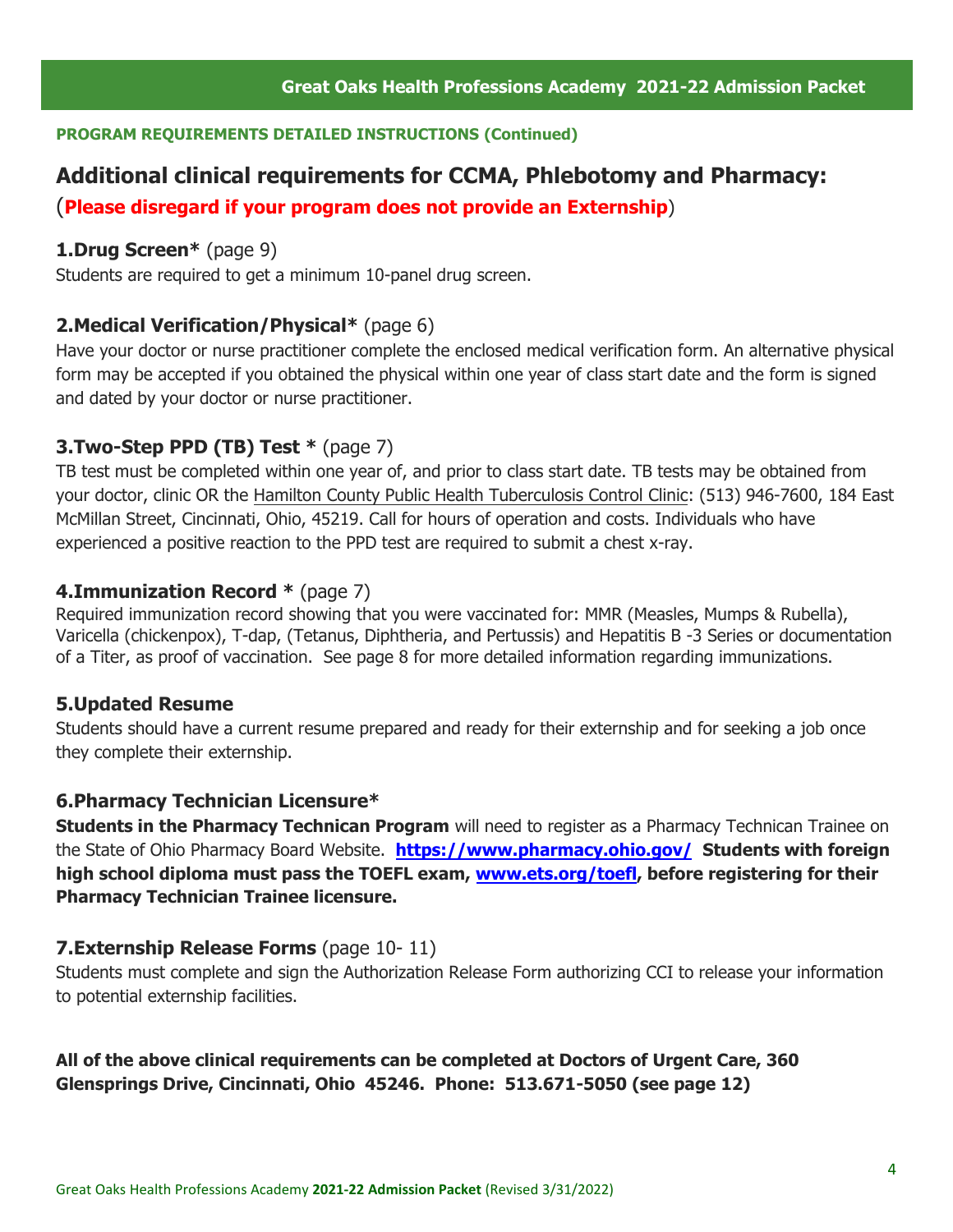**PROGRAM REQUIREMENTS DETAILED INSTRUCTIONS (Continued)**

## Additional clinical requirements for CCMA, Phlebotomy and Pharmacy:

(**Please disregard if your program does not provide an Externship**)

### 1.Drug Screen* (page 9)

Students are required to get a minimum 10-panel drug screen.

### 2.Medical Verification/Physical* (page 6)

Have your doctor or nurse practitioner complete the enclosed medical verification form. An alternative physical form may be accepted if you obtained the physical within one year of class start date and the form is signed and dated by your doctor or nurse practitioner.

### 3.Two-Step PPD (TB) Test * (page 7)

TB test must be completed within one year of, and prior to class start date. TB tests may be obtained from your doctor, clinic OR the Hamilton County Public Health Tuberculosis Control Clinic: (513) 946-7600, 184 East McMillan Street, Cincinnati, Ohio, 45219. Call for hours of operation and costs. Individuals who have experienced a positive reaction to the PPD test are required to submit a chest x-ray.

### 4.Immunization Record * (page 7)

Required immunization record showing that you were vaccinated for: MMR (Measles, Mumps & Rubella), Varicella (chickenpox), T-dap, (Tetanus, Diphtheria, and Pertussis) and Hepatitis B -3 Series or documentation of a Titer, as proof of vaccination. See page 8 for more detailed information regarding immunizations.

### 5.Updated Resume

Students should have a current resume prepared and ready for their externship and for seeking a job once they complete their externship.

### 6.Pharmacy Technician Licensure*

**Students in the Pharmacy Technican Program** will need to register as a Pharmacy Technican Trainee on the State of Ohio Pharmacy Board Website. **https://www.pharmacy.ohio.gov/ Students with foreign high school diploma must pass the TOEFL exam, www.ets.org/toefl, before registering for their Pharmacy Technician Trainee licensure.**

### 7.Externship Release Forms (page 10- 11)

Students must complete and sign the Authorization Release Form authorizing CCI to release your information to potential externship facilities.

**All of the above clinical requirements can be completed at Doctors of Urgent Care, 360 Glensprings Drive, Cincinnati, Ohio 45246. Phone: 513.671-5050 (see page 12)**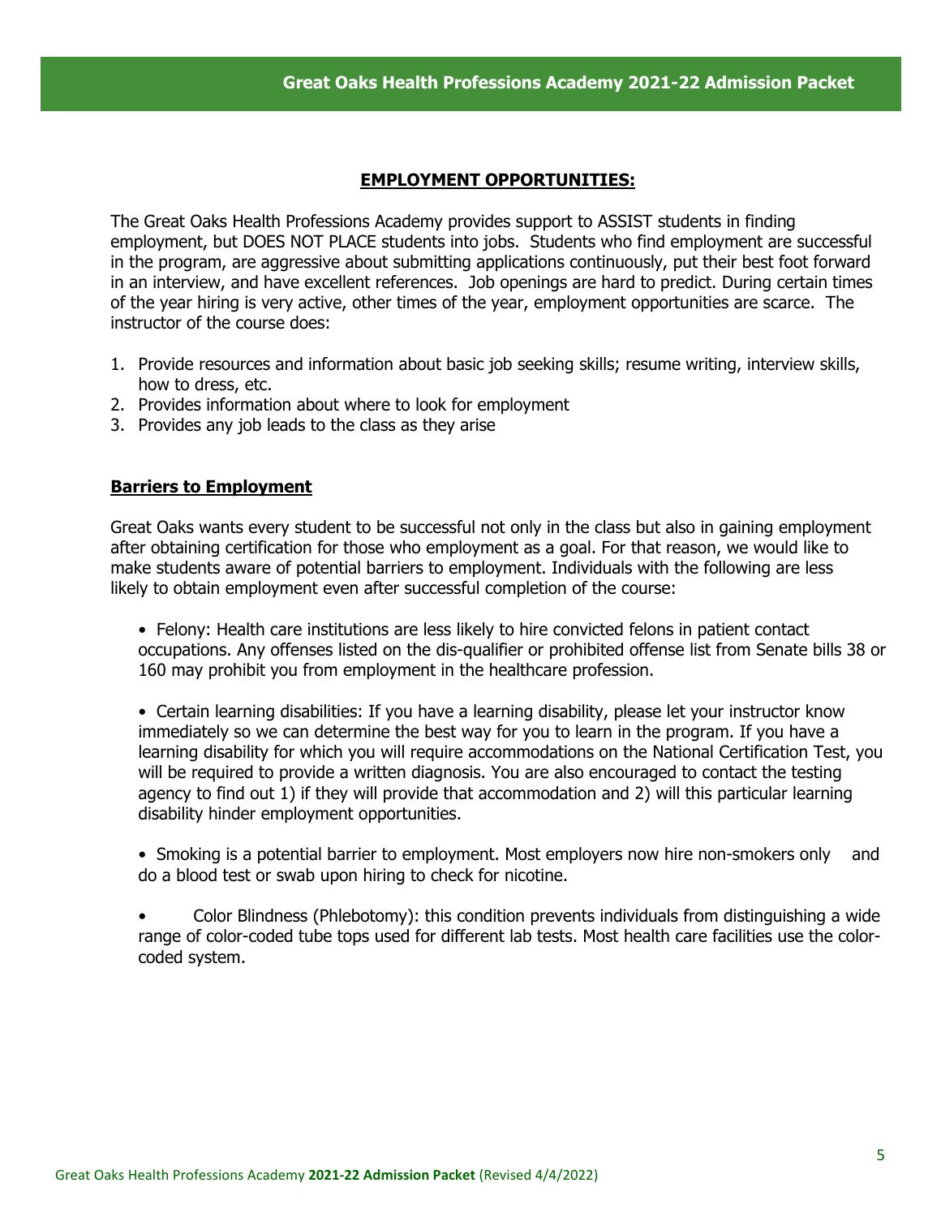## EMPLOYMENT OPPORTUNITIES:

The Great Oaks Health Professions Academy provides support to ASSIST students in finding employment, but DOES NOT PLACE students into jobs. Students who find employment are successful in the program, are aggressive about submitting applications continuously, put their best foot forward in an interview, and have excellent references. Job openings are hard to predict. During certain times of the year hiring is very active, other times of the year, employment opportunities are scarce. The instructor of the course does:

1. Provide resources and information about basic job seeking skills; resume writing, interview skills, how to dress, etc.
2. Provides information about where to look for employment
3. Provides any job leads to the class as they arise

### Barriers to Employment

Great Oaks wants every student to be successful not only in the class but also in gaining employment after obtaining certification for those who employment as a goal. For that reason, we would like to make students aware of potential barriers to employment. Individuals with the following are less likely to obtain employment even after successful completion of the course:

- Felony: Health care institutions are less likely to hire convicted felons in patient contact occupations. Any offenses listed on the dis-qualifier or prohibited offense list from Senate bills 38 or 160 may prohibit you from employment in the healthcare profession.

- Certain learning disabilities: If you have a learning disability, please let your instructor know immediately so we can determine the best way for you to learn in the program. If you have a learning disability for which you will require accommodations on the National Certification Test, you will be required to provide a written diagnosis. You are also encouraged to contact the testing agency to find out 1) if they will provide that accommodation and 2) will this particular learning disability hinder employment opportunities.

- Smoking is a potential barrier to employment. Most employers now hire non-smokers only and do a blood test or swab upon hiring to check for nicotine.

- Color Blindness (Phlebotomy): this condition prevents individuals from distinguishing a wide range of color-coded tube tops used for different lab tests. Most health care facilities use the color-coded system.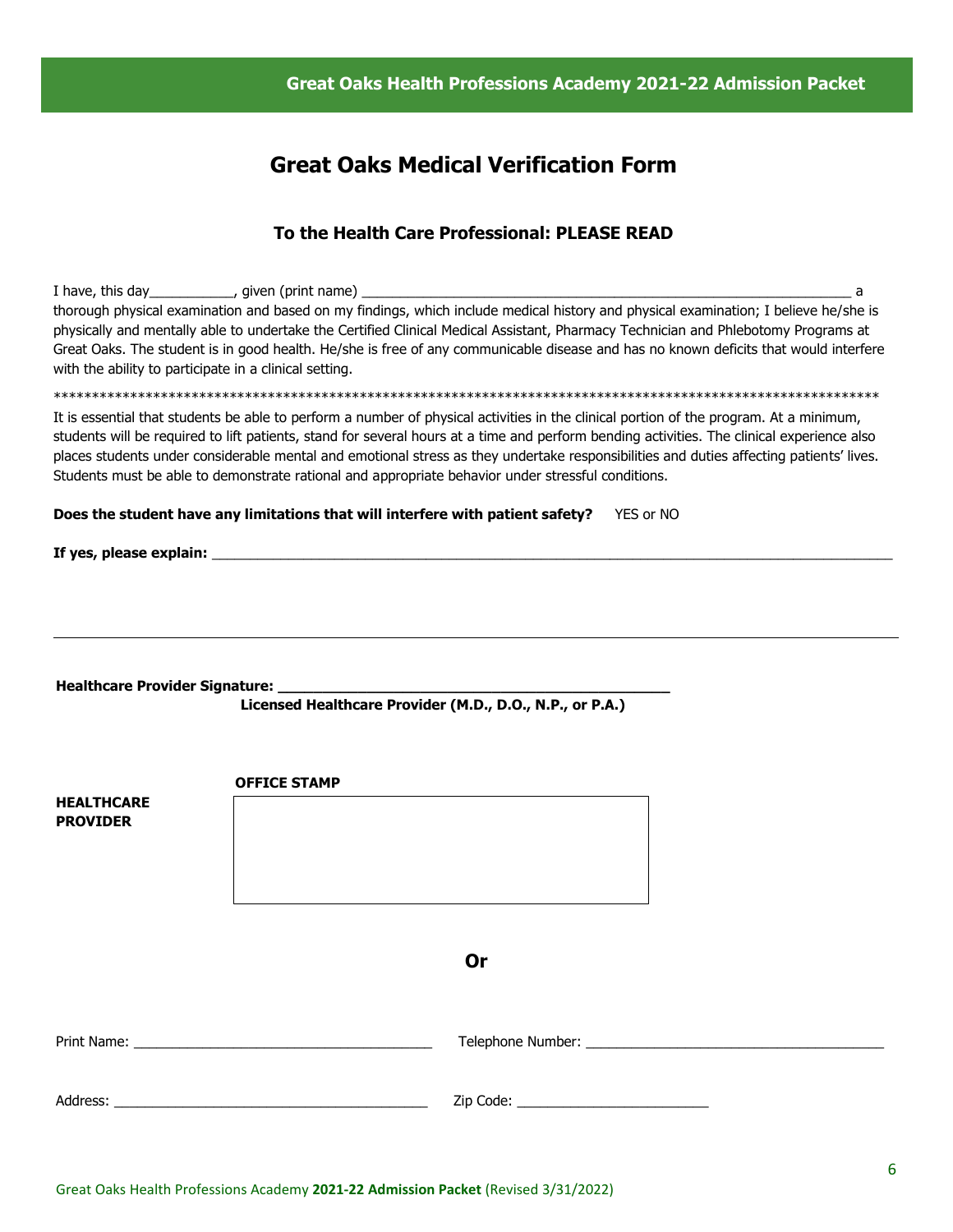# Great Oaks Medical Verification Form

## To the Health Care Professional: PLEASE READ

I have, this day___________, given (print name) _________________________________________________________________ a thorough physical examination and based on my findings, which include medical history and physical examination; I believe he/she is physically and mentally able to undertake the Certified Clinical Medical Assistant, Pharmacy Technician and Phlebotomy Programs at Great Oaks. The student is in good health. He/she is free of any communicable disease and has no known deficits that would interfere with the ability to participate in a clinical setting.

**********************************************************************************************************************

It is essential that students be able to perform a number of physical activities in the clinical portion of the program. At a minimum, students will be required to lift patients, stand for several hours at a time and perform bending activities. The clinical experience also places students under considerable mental and emotional stress as they undertake responsibilities and duties affecting patients' lives. Students must be able to demonstrate rational and appropriate behavior under stressful conditions.

**Does the student have any limitations that will interfere with patient safety?** YES or NO

**If yes, please explain:** ________________________________________________________________________________________

______________________________________________________________________________________________________

**Healthcare Provider Signature: ______________________________________________**
**Licensed Healthcare Provider (M.D., D.O., N.P., or P.A.)**

**HEALTHCARE PROVIDER**

**OFFICE STAMP**

**Or**

Print Name: _______________________________________ Telephone Number: _______________________________________

Address: _________________________________________ Zip Code: _________________________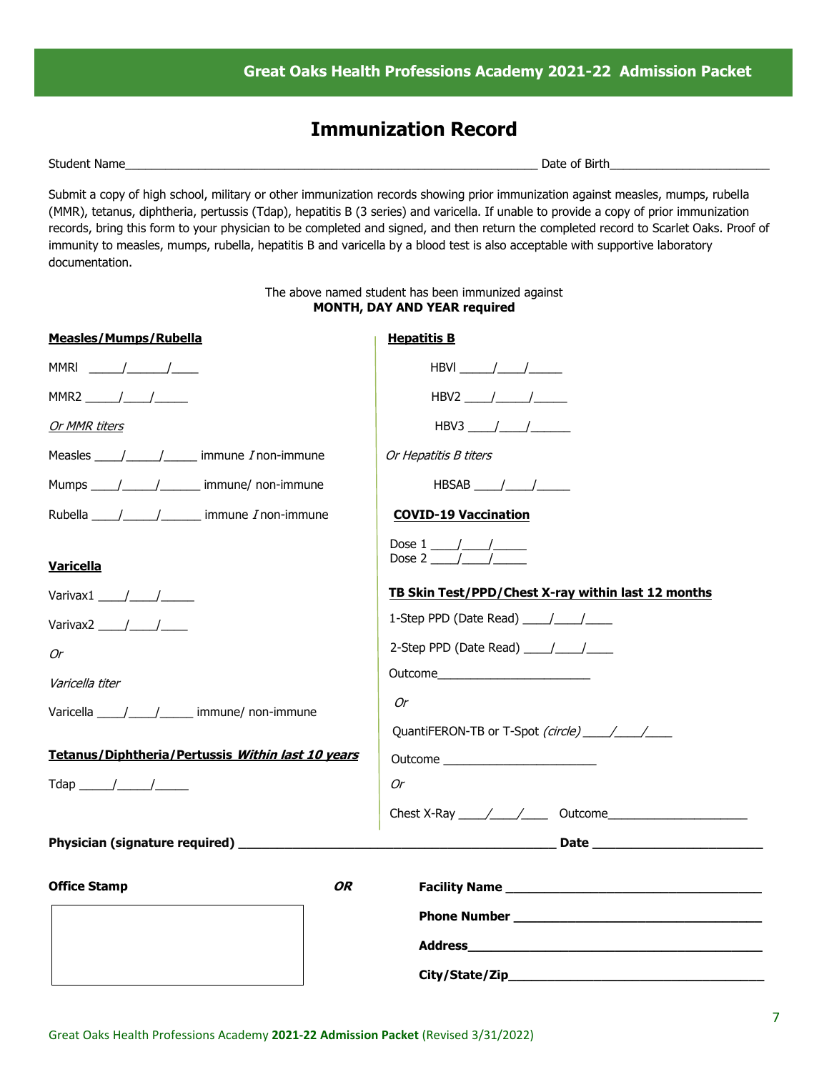# Immunization Record

Student Name_______________________________________________________________ Date of Birth________________________

Submit a copy of high school, military or other immunization records showing prior immunization against measles, mumps, rubella (MMR), tetanus, diphtheria, pertussis (Tdap), hepatitis B (3 series) and varicella. If unable to provide a copy of prior immunization records, bring this form to your physician to be completed and signed, and then return the completed record to Scarlet Oaks. Proof of immunity to measles, mumps, rubella, hepatitis B and varicella by a blood test is also acceptable with supportive laboratory documentation.

The above named student has been immunized against
**MONTH, DAY AND YEAR required**

**Measles/Mumps/Rubella**

MMRl _____/______/____

MMR2 _____/____/_____

*Or MMR titers*

Measles ____/_____/_____ immune *I* non-immune

Mumps ____/_____/______ immune/ non-immune

Rubella ____/_____/______ immune *I* non-immune

**Varicella**

Varivax1 ____/____/_____

Varivax2 ____/____/____

*Or*

*Varicella titer*

Varicella ____/____/_____ immune/ non-immune

**Tetanus/Diphtheria/Pertussis *Within last 10 years***

Tdap _____/_____/_____

**Hepatitis B**

HBVl _____/____/_____

HBV2 ____/_____/_____

HBV3 ____/____/______

*Or Hepatitis B titers*

HBSAB ____/____/_____

**COVID-19 Vaccination**

Dose 1 ____/____/_____
Dose 2 ____/____/_____

**TB Skin Test/PPD/Chest X-ray within last 12 months**

1-Step PPD (Date Read) ____/____/____

2-Step PPD (Date Read) ____/____/____

Outcome_______________________

*Or*

QuantiFERON-TB or T-Spot *(circle)* ____/____/____

Outcome _______________________

*Or*

Chest X-Ray ____/____/____ Outcome_____________________

**Physician (signature required)** _____________________________________________ **Date** ________________________

**Office Stamp** ***OR*** **Facility Name** ____________________________________

**Phone Number** ___________________________________

**Address**__________________________________________

**City/State/Zip**____________________________________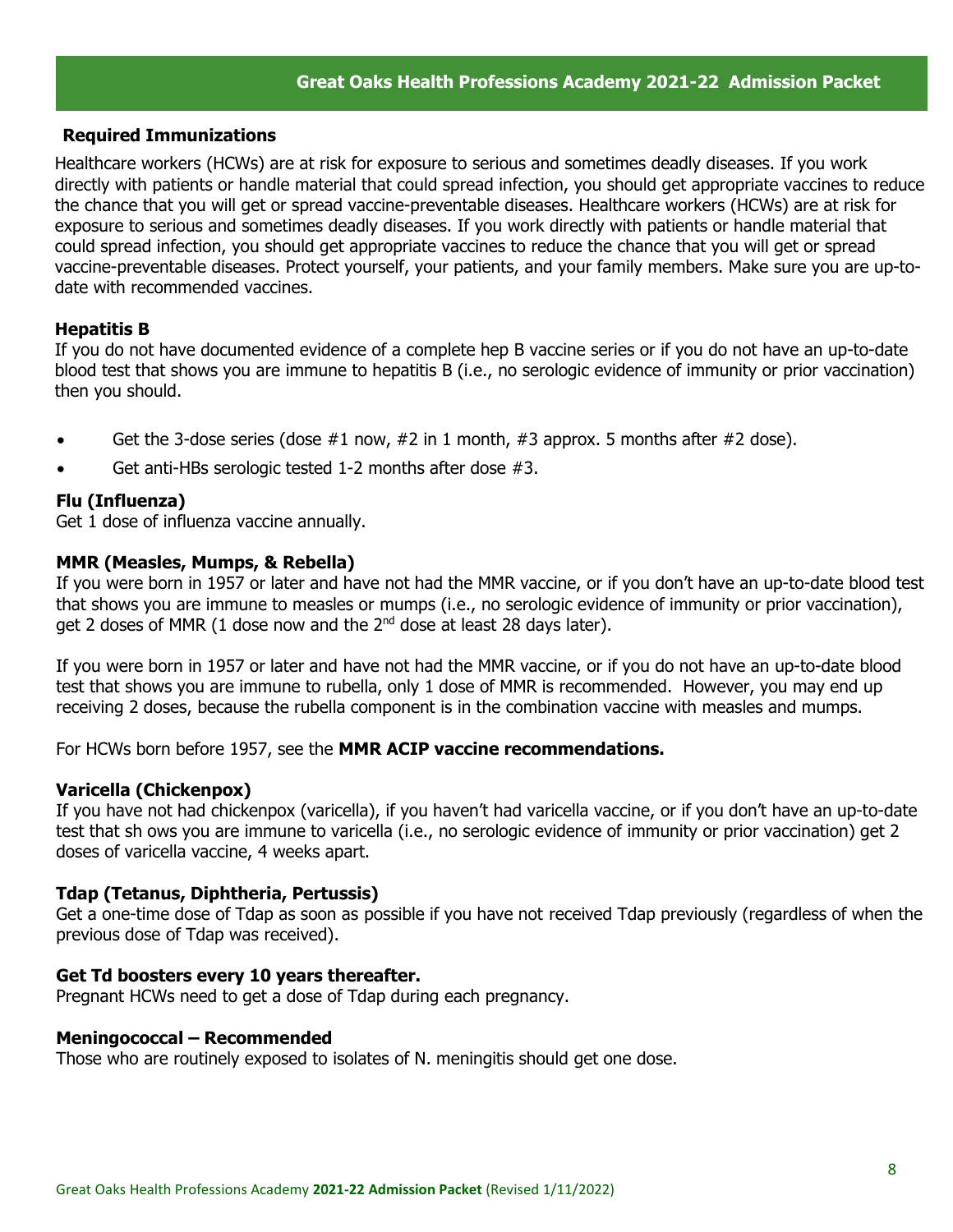## Required Immunizations

Healthcare workers (HCWs) are at risk for exposure to serious and sometimes deadly diseases. If you work directly with patients or handle material that could spread infection, you should get appropriate vaccines to reduce the chance that you will get or spread vaccine-preventable diseases. Healthcare workers (HCWs) are at risk for exposure to serious and sometimes deadly diseases. If you work directly with patients or handle material that could spread infection, you should get appropriate vaccines to reduce the chance that you will get or spread vaccine-preventable diseases. Protect yourself, your patients, and your family members. Make sure you are up-to-date with recommended vaccines.

### Hepatitis B

If you do not have documented evidence of a complete hep B vaccine series or if you do not have an up-to-date blood test that shows you are immune to hepatitis B (i.e., no serologic evidence of immunity or prior vaccination) then you should.

- Get the 3-dose series (dose #1 now, #2 in 1 month, #3 approx. 5 months after #2 dose).
- Get anti-HBs serologic tested 1-2 months after dose #3.

### Flu (Influenza)

Get 1 dose of influenza vaccine annually.

### MMR (Measles, Mumps, & Rebella)

If you were born in 1957 or later and have not had the MMR vaccine, or if you don't have an up-to-date blood test that shows you are immune to measles or mumps (i.e., no serologic evidence of immunity or prior vaccination), get 2 doses of MMR (1 dose now and the 2nd dose at least 28 days later).

If you were born in 1957 or later and have not had the MMR vaccine, or if you do not have an up-to-date blood test that shows you are immune to rubella, only 1 dose of MMR is recommended. However, you may end up receiving 2 doses, because the rubella component is in the combination vaccine with measles and mumps.

For HCWs born before 1957, see the **MMR ACIP vaccine recommendations.**

### Varicella (Chickenpox)

If you have not had chickenpox (varicella), if you haven't had varicella vaccine, or if you don't have an up-to-date test that sh ows you are immune to varicella (i.e., no serologic evidence of immunity or prior vaccination) get 2 doses of varicella vaccine, 4 weeks apart.

### Tdap (Tetanus, Diphtheria, Pertussis)

Get a one-time dose of Tdap as soon as possible if you have not received Tdap previously (regardless of when the previous dose of Tdap was received).

### Get Td boosters every 10 years thereafter.

Pregnant HCWs need to get a dose of Tdap during each pregnancy.

### Meningococcal – Recommended

Those who are routinely exposed to isolates of N. meningitis should get one dose.